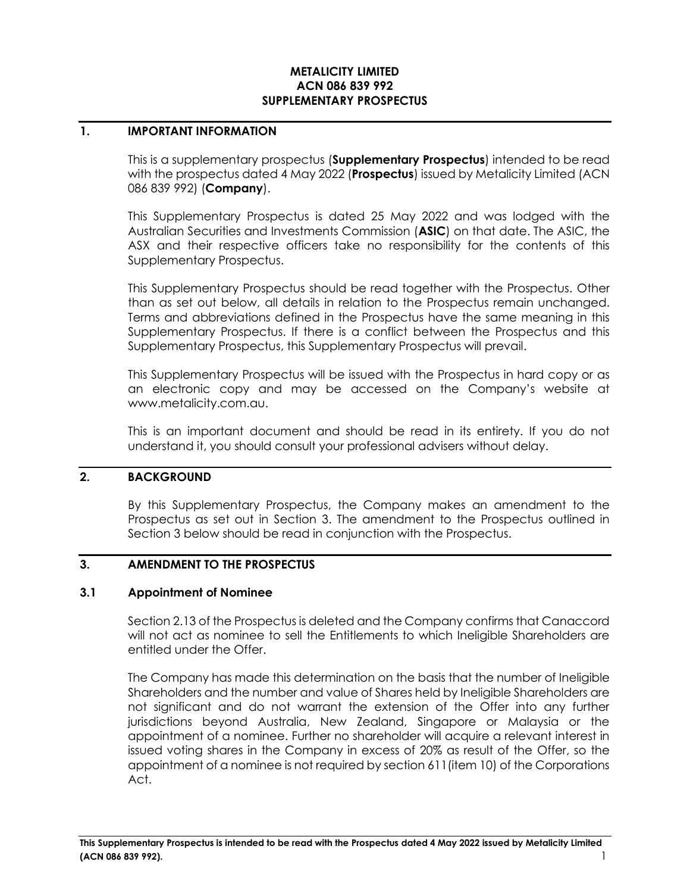**METALICITY LIMITED**
**ACN 086 839 992**
**SUPPLEMENTARY PROSPECTUS**

## 1. IMPORTANT INFORMATION

This is a supplementary prospectus (**Supplementary Prospectus**) intended to be read with the prospectus dated 4 May 2022 (**Prospectus**) issued by Metalicity Limited (ACN 086 839 992) (**Company**).

This Supplementary Prospectus is dated 25 May 2022 and was lodged with the Australian Securities and Investments Commission (**ASIC**) on that date. The ASIC, the ASX and their respective officers take no responsibility for the contents of this Supplementary Prospectus.

This Supplementary Prospectus should be read together with the Prospectus. Other than as set out below, all details in relation to the Prospectus remain unchanged. Terms and abbreviations defined in the Prospectus have the same meaning in this Supplementary Prospectus. If there is a conflict between the Prospectus and this Supplementary Prospectus, this Supplementary Prospectus will prevail.

This Supplementary Prospectus will be issued with the Prospectus in hard copy or as an electronic copy and may be accessed on the Company's website at www.metalicity.com.au.

This is an important document and should be read in its entirety. If you do not understand it, you should consult your professional advisers without delay.

## 2. BACKGROUND

By this Supplementary Prospectus, the Company makes an amendment to the Prospectus as set out in Section 3. The amendment to the Prospectus outlined in Section 3 below should be read in conjunction with the Prospectus.

## 3. AMENDMENT TO THE PROSPECTUS

### 3.1 Appointment of Nominee

Section 2.13 of the Prospectus is deleted and the Company confirms that Canaccord will not act as nominee to sell the Entitlements to which Ineligible Shareholders are entitled under the Offer.

The Company has made this determination on the basis that the number of Ineligible Shareholders and the number and value of Shares held by Ineligible Shareholders are not significant and do not warrant the extension of the Offer into any further jurisdictions beyond Australia, New Zealand, Singapore or Malaysia or the appointment of a nominee. Further no shareholder will acquire a relevant interest in issued voting shares in the Company in excess of 20% as result of the Offer, so the appointment of a nominee is not required by section 611(item 10) of the Corporations Act.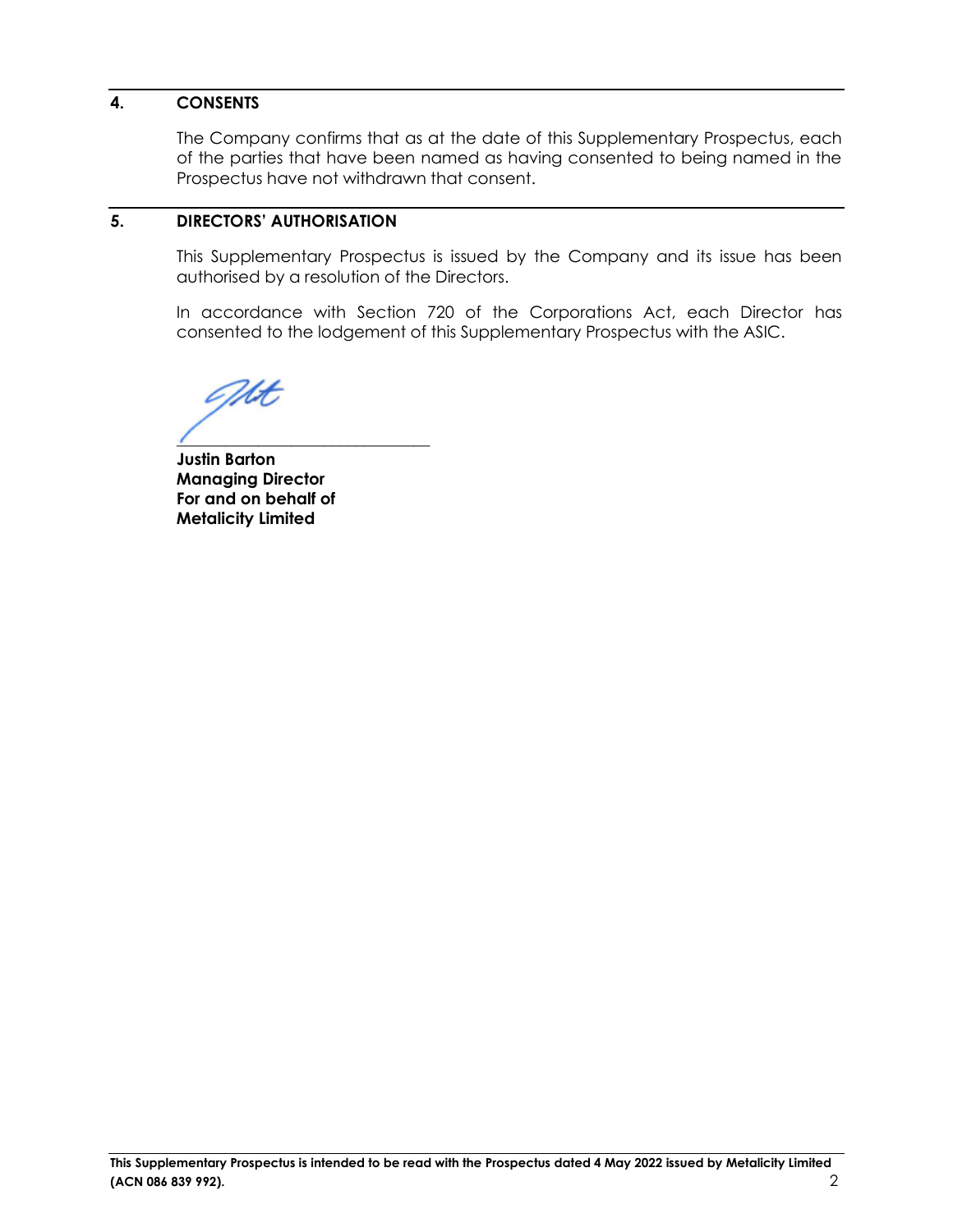## 4. CONSENTS

The Company confirms that as at the date of this Supplementary Prospectus, each of the parties that have been named as having consented to being named in the Prospectus have not withdrawn that consent.

## 5. DIRECTORS' AUTHORISATION

This Supplementary Prospectus is issued by the Company and its issue has been authorised by a resolution of the Directors.

In accordance with Section 720 of the Corporations Act, each Director has consented to the lodgement of this Supplementary Prospectus with the ASIC.

\_\_\_\_\_\_\_\_\_\_\_\_\_\_\_\_\_\_\_\_\_\_\_\_\_\_\_\_\_\_

**Justin Barton**
**Managing Director**
**For and on behalf of**
**Metalicity Limited**

**This Supplementary Prospectus is intended to be read with the Prospectus dated 4 May 2022 issued by Metalicity Limited (ACN 086 839 992).**